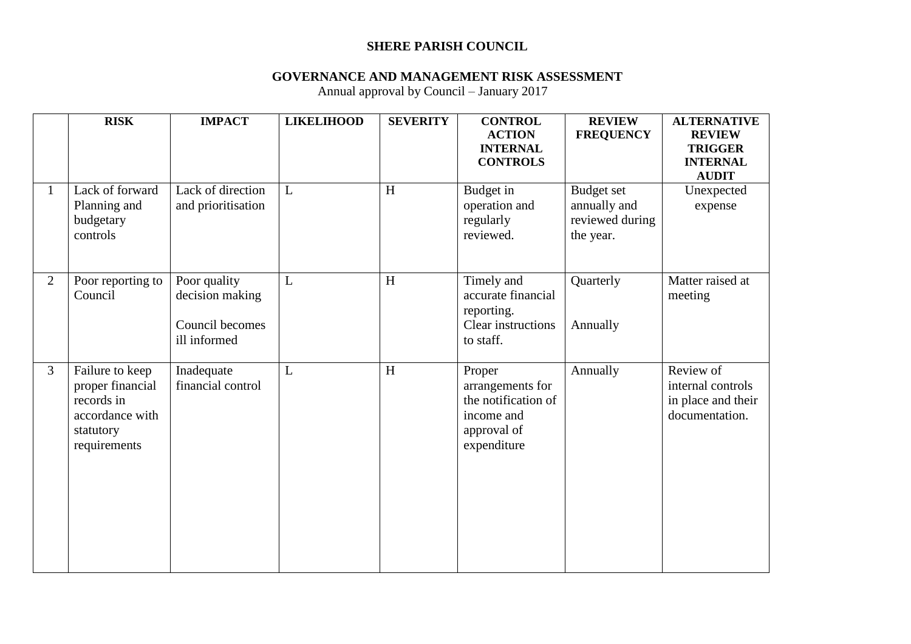# SHERE PARISH COUNCIL

## GOVERNANCE AND MANAGEMENT RISK ASSESSMENT

Annual approval by Council – January 2017

| | RISK | IMPACT | LIKELIHOOD | SEVERITY | CONTROL ACTION INTERNAL CONTROLS | REVIEW FREQUENCY | ALTERNATIVE REVIEW TRIGGER INTERNAL AUDIT |
|---|---|---|---|---|---|---|---|
| 1 | Lack of forward Planning and budgetary controls | Lack of direction and prioritisation | L | H | Budget in operation and regularly reviewed. | Budget set annually and reviewed during the year. | Unexpected expense |
| 2 | Poor reporting to Council | Poor quality decision making<br><br>Council becomes ill informed | L | H | Timely and accurate financial reporting.<br>Clear instructions to staff. | Quarterly<br><br>Annually | Matter raised at meeting |
| 3 | Failure to keep proper financial records in accordance with statutory requirements | Inadequate financial control | L | H | Proper arrangements for the notification of income and approval of expenditure | Annually | Review of internal controls in place and their documentation. |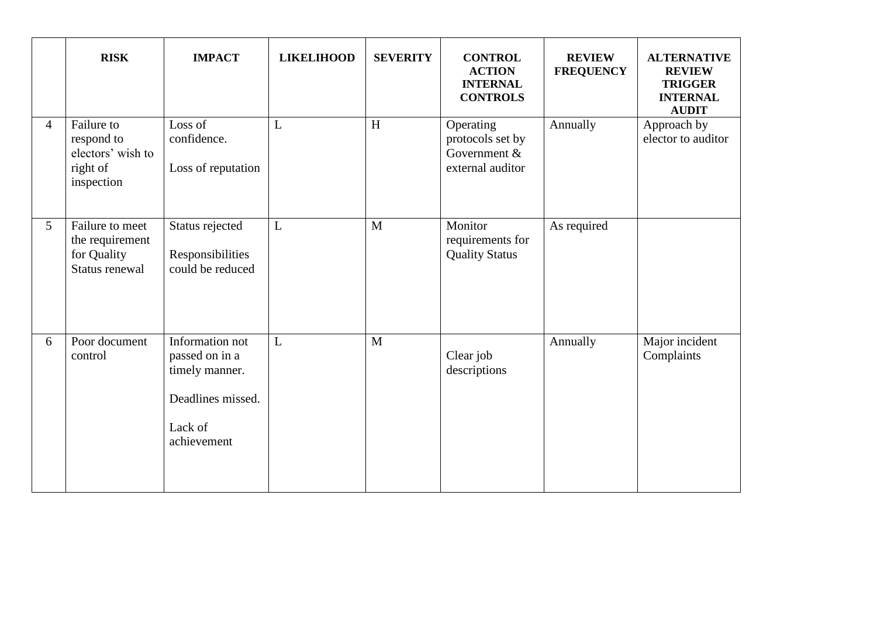| | RISK | IMPACT | LIKELIHOOD | SEVERITY | CONTROL ACTION INTERNAL CONTROLS | REVIEW FREQUENCY | ALTERNATIVE REVIEW TRIGGER INTERNAL AUDIT |
|---|---|---|---|---|---|---|---|
| 4 | Failure to respond to electors' wish to right of inspection | Loss of confidence.<br><br>Loss of reputation | L | H | Operating protocols set by Government & external auditor | Annually | Approach by elector to auditor |
| 5 | Failure to meet the requirement for Quality Status renewal | Status rejected<br><br>Responsibilities could be reduced | L | M | Monitor requirements for Quality Status | As required | |
| 6 | Poor document control | Information not passed on in a timely manner.<br><br>Deadlines missed.<br><br>Lack of achievement | L | M | Clear job descriptions | Annually | Major incident Complaints |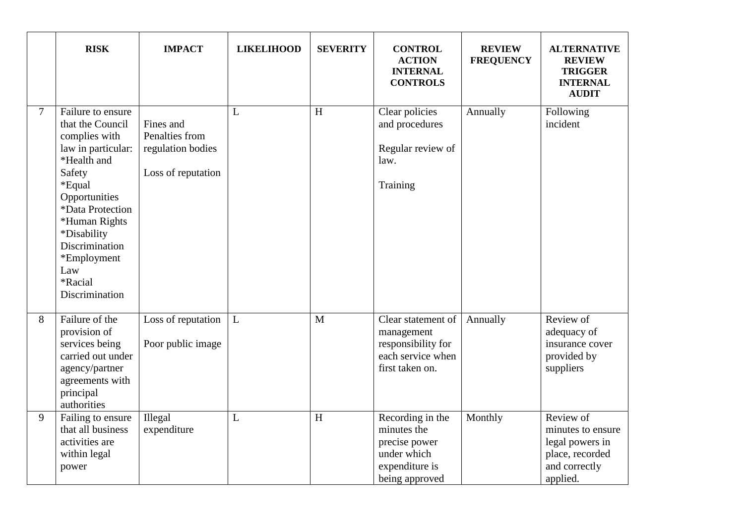| | RISK | IMPACT | LIKELIHOOD | SEVERITY | CONTROL ACTION INTERNAL CONTROLS | REVIEW FREQUENCY | ALTERNATIVE REVIEW TRIGGER INTERNAL AUDIT |
|---|---|---|---|---|---|---|---|
| 7 | Failure to ensure that the Council complies with law in particular: *Health and Safety *Equal Opportunities *Data Protection *Human Rights *Disability Discrimination *Employment Law *Racial Discrimination | Fines and Penalties from regulation bodies<br><br>Loss of reputation | L | H | Clear policies and procedures<br><br>Regular review of law.<br><br>Training | Annually | Following incident |
| 8 | Failure of the provision of services being carried out under agency/partner agreements with principal authorities | Loss of reputation<br><br>Poor public image | L | M | Clear statement of management responsibility for each service when first taken on. | Annually | Review of adequacy of insurance cover provided by suppliers |
| 9 | Failing to ensure that all business activities are within legal power | Illegal expenditure | L | H | Recording in the minutes the precise power under which expenditure is being approved | Monthly | Review of minutes to ensure legal powers in place, recorded and correctly applied. |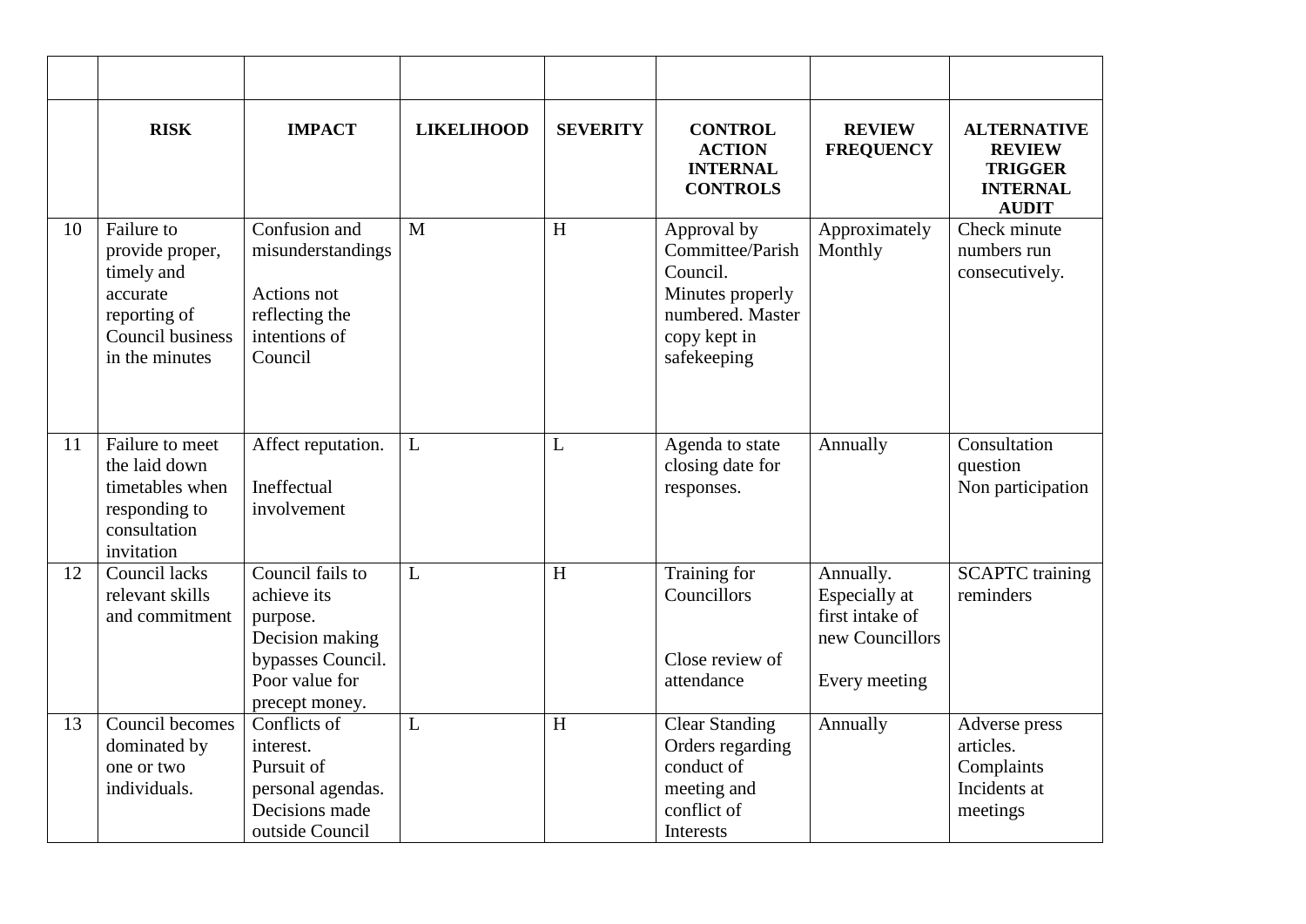| | | | | | | | |
|---|---|---|---|---|---|---|---|
| | **RISK** | **IMPACT** | **LIKELIHOOD** | **SEVERITY** | **CONTROL ACTION INTERNAL CONTROLS** | **REVIEW FREQUENCY** | **ALTERNATIVE REVIEW TRIGGER INTERNAL AUDIT** |
| 10 | Failure to provide proper, timely and accurate reporting of Council business in the minutes | Confusion and misunderstandings<br><br>Actions not reflecting the intentions of Council | M | H | Approval by Committee/Parish Council.<br>Minutes properly numbered. Master copy kept in safekeeping | Approximately Monthly | Check minute numbers run consecutively. |
| 11 | Failure to meet the laid down timetables when responding to consultation invitation | Affect reputation.<br><br>Ineffectual involvement | L | L | Agenda to state closing date for responses. | Annually | Consultation question<br>Non participation |
| 12 | Council lacks relevant skills and commitment | Council fails to achieve its purpose.<br>Decision making bypasses Council.<br>Poor value for precept money. | L | H | Training for Councillors<br><br><br>Close review of attendance | Annually.<br>Especially at first intake of new Councillors<br><br>Every meeting | SCAPTC training reminders |
| 13 | Council becomes dominated by one or two individuals. | Conflicts of interest.<br>Pursuit of personal agendas.<br>Decisions made outside Council | L | H | Clear Standing Orders regarding conduct of meeting and conflict of Interests | Annually | Adverse press articles.<br>Complaints<br>Incidents at meetings |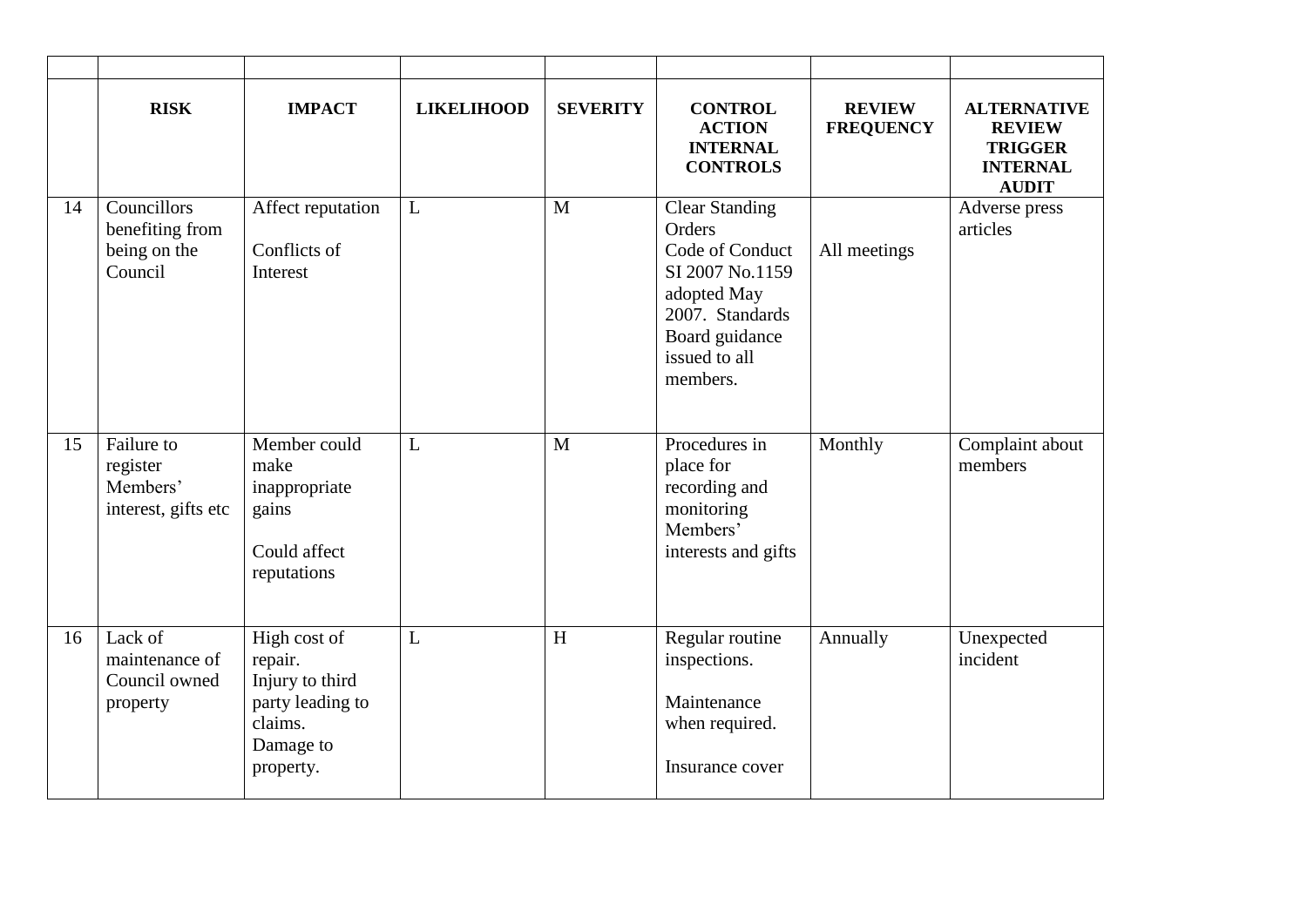| | RISK | IMPACT | LIKELIHOOD | SEVERITY | CONTROL ACTION INTERNAL CONTROLS | REVIEW FREQUENCY | ALTERNATIVE REVIEW TRIGGER INTERNAL AUDIT |
|---|---|---|---|---|---|---|---|
| 14 | Councillors benefiting from being on the Council | Affect reputation<br><br>Conflicts of Interest | L | M | Clear Standing Orders<br>Code of Conduct SI 2007 No.1159 adopted May 2007. Standards Board guidance issued to all members. | All meetings | Adverse press articles |
| 15 | Failure to register Members' interest, gifts etc | Member could make inappropriate gains<br><br>Could affect reputations | L | M | Procedures in place for recording and monitoring Members' interests and gifts | Monthly | Complaint about members |
| 16 | Lack of maintenance of Council owned property | High cost of repair.<br>Injury to third party leading to claims.<br>Damage to property. | L | H | Regular routine inspections.<br><br>Maintenance when required.<br><br>Insurance cover | Annually | Unexpected incident |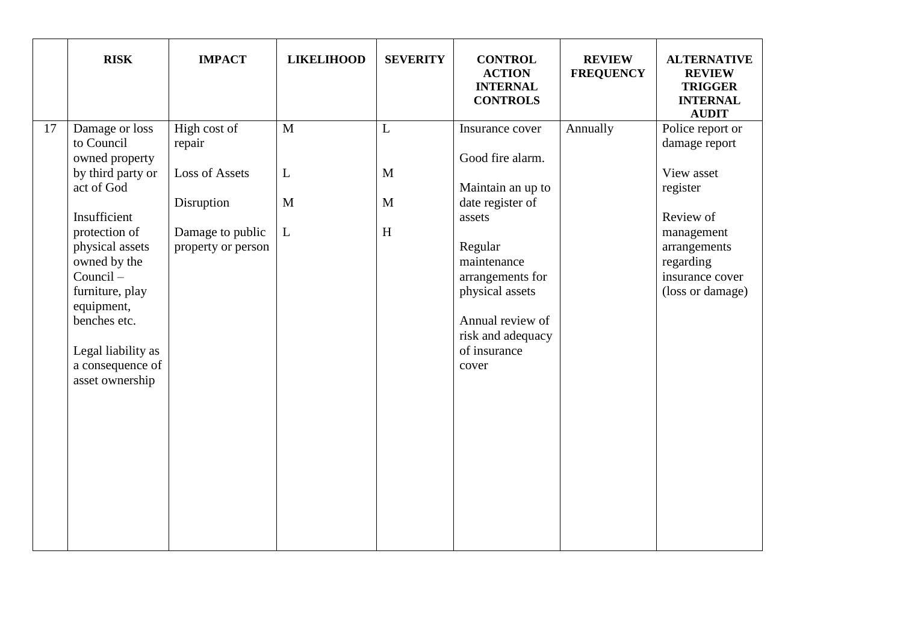| | RISK | IMPACT | LIKELIHOOD | SEVERITY | CONTROL ACTION INTERNAL CONTROLS | REVIEW FREQUENCY | ALTERNATIVE REVIEW TRIGGER INTERNAL AUDIT |
|---|---|---|---|---|---|---|---|
| 17 | Damage or loss to Council owned property by third party or act of God<br><br>Insufficient protection of physical assets owned by the Council – furniture, play equipment, benches etc.<br><br>Legal liability as a consequence of asset ownership | High cost of repair<br><br>Loss of Assets<br><br>Disruption<br><br>Damage to public property or person | M<br><br>L<br><br>M<br><br>L | L<br><br>M<br><br>M<br><br>H | Insurance cover<br><br>Good fire alarm.<br><br>Maintain an up to date register of assets<br><br>Regular maintenance arrangements for physical assets<br><br>Annual review of risk and adequacy of insurance cover | Annually | Police report or damage report<br><br>View asset register<br><br>Review of management arrangements regarding insurance cover (loss or damage) |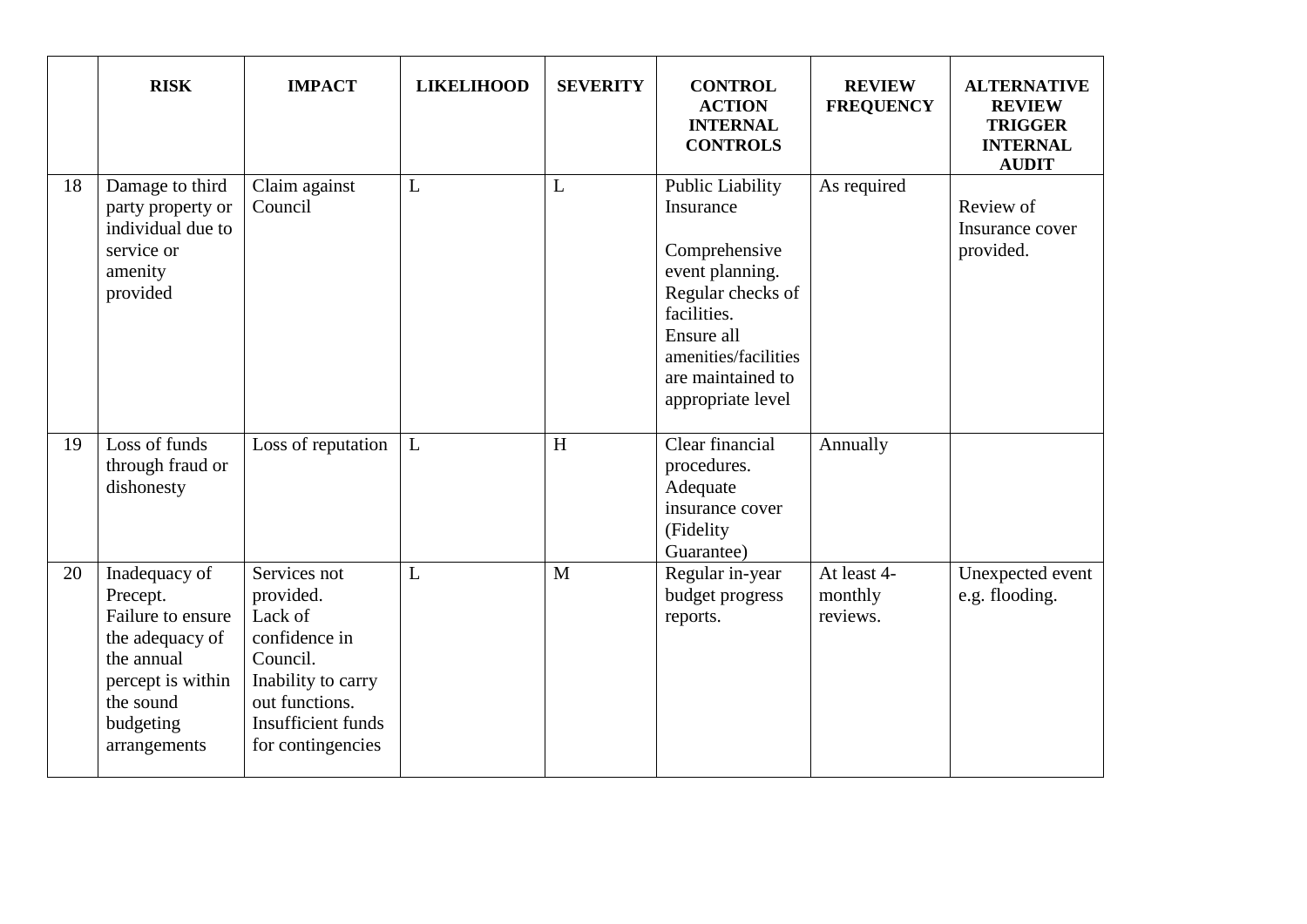| | RISK | IMPACT | LIKELIHOOD | SEVERITY | CONTROL ACTION INTERNAL CONTROLS | REVIEW FREQUENCY | ALTERNATIVE REVIEW TRIGGER INTERNAL AUDIT |
|---|---|---|---|---|---|---|---|
| 18 | Damage to third party property or individual due to service or amenity provided | Claim against Council | L | L | Public Liability Insurance<br><br>Comprehensive event planning.<br>Regular checks of facilities.<br>Ensure all amenities/facilities are maintained to appropriate level | As required | Review of Insurance cover provided. |
| 19 | Loss of funds through fraud or dishonesty | Loss of reputation | L | H | Clear financial procedures.<br>Adequate insurance cover (Fidelity Guarantee) | Annually | |
| 20 | Inadequacy of Precept.<br>Failure to ensure the adequacy of the annual percept is within the sound budgeting arrangements | Services not provided.<br>Lack of confidence in Council.<br>Inability to carry out functions.<br>Insufficient funds for contingencies | L | M | Regular in-year budget progress reports. | At least 4-monthly reviews. | Unexpected event e.g. flooding. |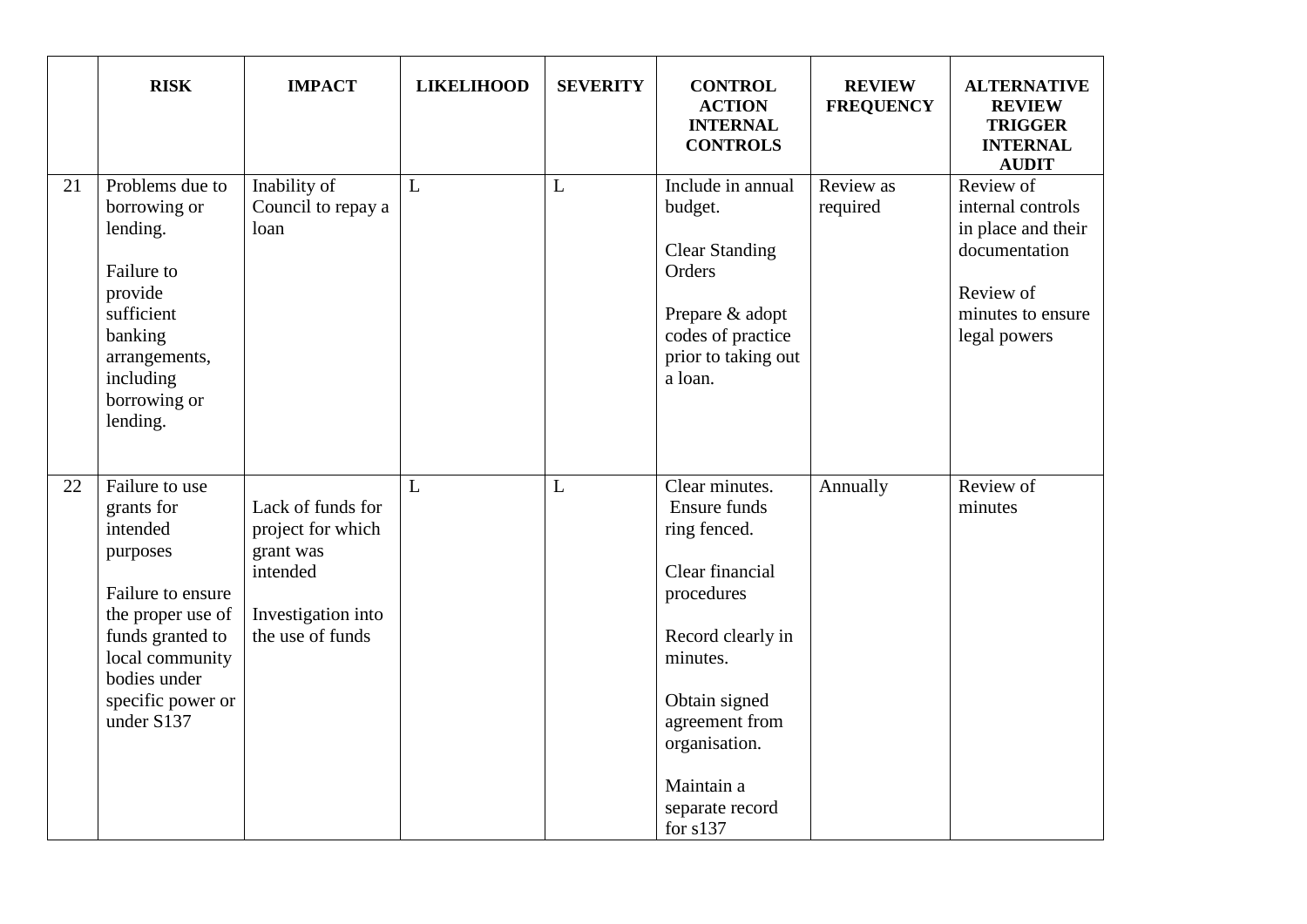| | RISK | IMPACT | LIKELIHOOD | SEVERITY | CONTROL ACTION INTERNAL CONTROLS | REVIEW FREQUENCY | ALTERNATIVE REVIEW TRIGGER INTERNAL AUDIT |
|---|---|---|---|---|---|---|---|
| 21 | Problems due to borrowing or lending.<br><br>Failure to provide sufficient banking arrangements, including borrowing or lending. | Inability of Council to repay a loan | L | L | Include in annual budget.<br><br>Clear Standing Orders<br><br>Prepare & adopt codes of practice prior to taking out a loan. | Review as required | Review of internal controls in place and their documentation<br><br>Review of minutes to ensure legal powers |
| 22 | Failure to use grants for intended purposes<br><br>Failure to ensure the proper use of funds granted to local community bodies under specific power or under S137 | Lack of funds for project for which grant was intended<br><br>Investigation into the use of funds | L | L | Clear minutes.<br>Ensure funds ring fenced.<br><br>Clear financial procedures<br><br>Record clearly in minutes.<br><br>Obtain signed agreement from organisation.<br><br>Maintain a separate record for s137 | Annually | Review of minutes |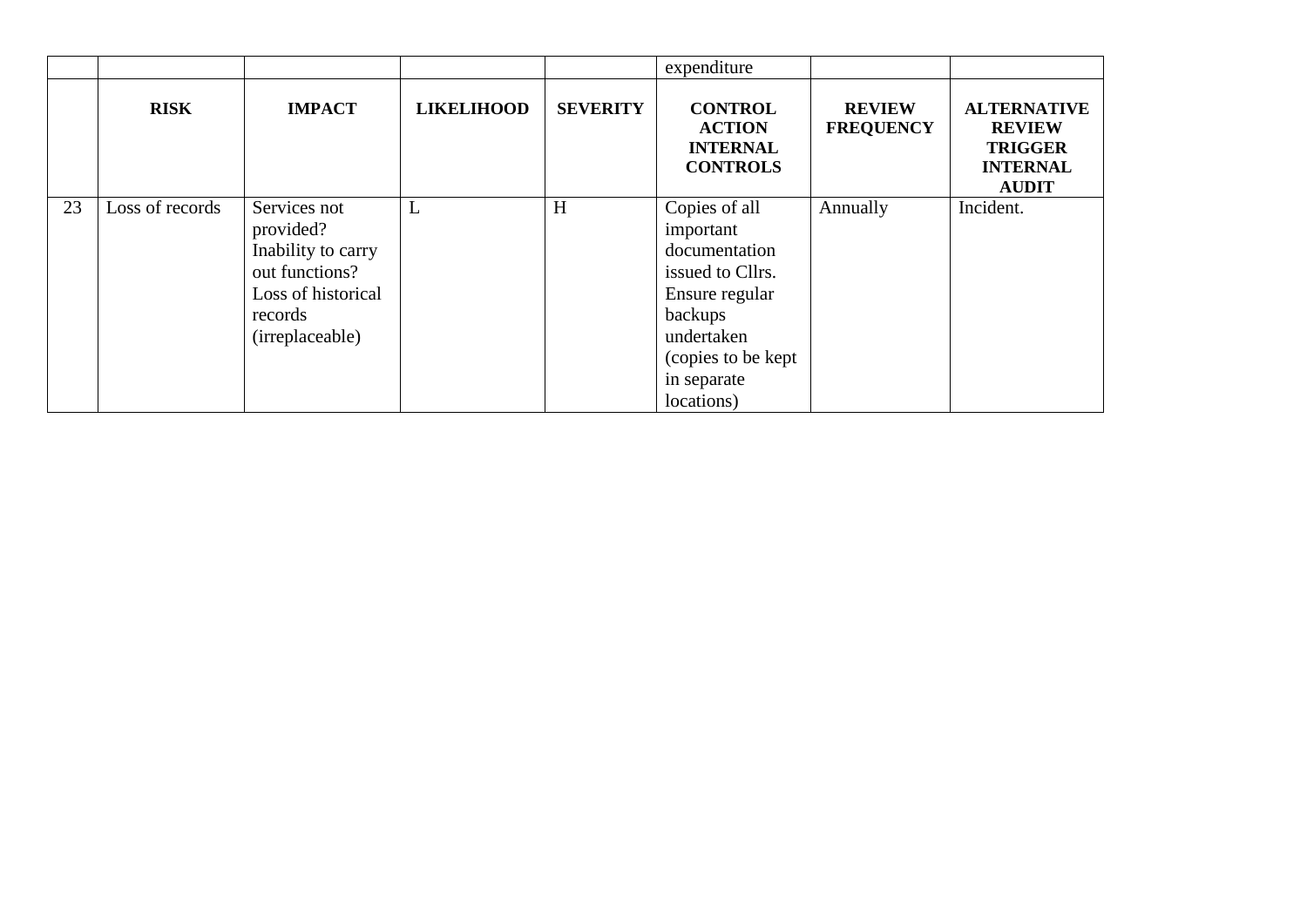| | | | | | | | |
|---|---|---|---|---|---|---|---|
| | | | | | expenditure | | |
| | **RISK** | **IMPACT** | **LIKELIHOOD** | **SEVERITY** | **CONTROL ACTION INTERNAL CONTROLS** | **REVIEW FREQUENCY** | **ALTERNATIVE REVIEW TRIGGER INTERNAL AUDIT** |
| 23 | Loss of records | Services not provided? Inability to carry out functions? Loss of historical records (irreplaceable) | L | H | Copies of all important documentation issued to Cllrs. Ensure regular backups undertaken (copies to be kept in separate locations) | Annually | Incident. |